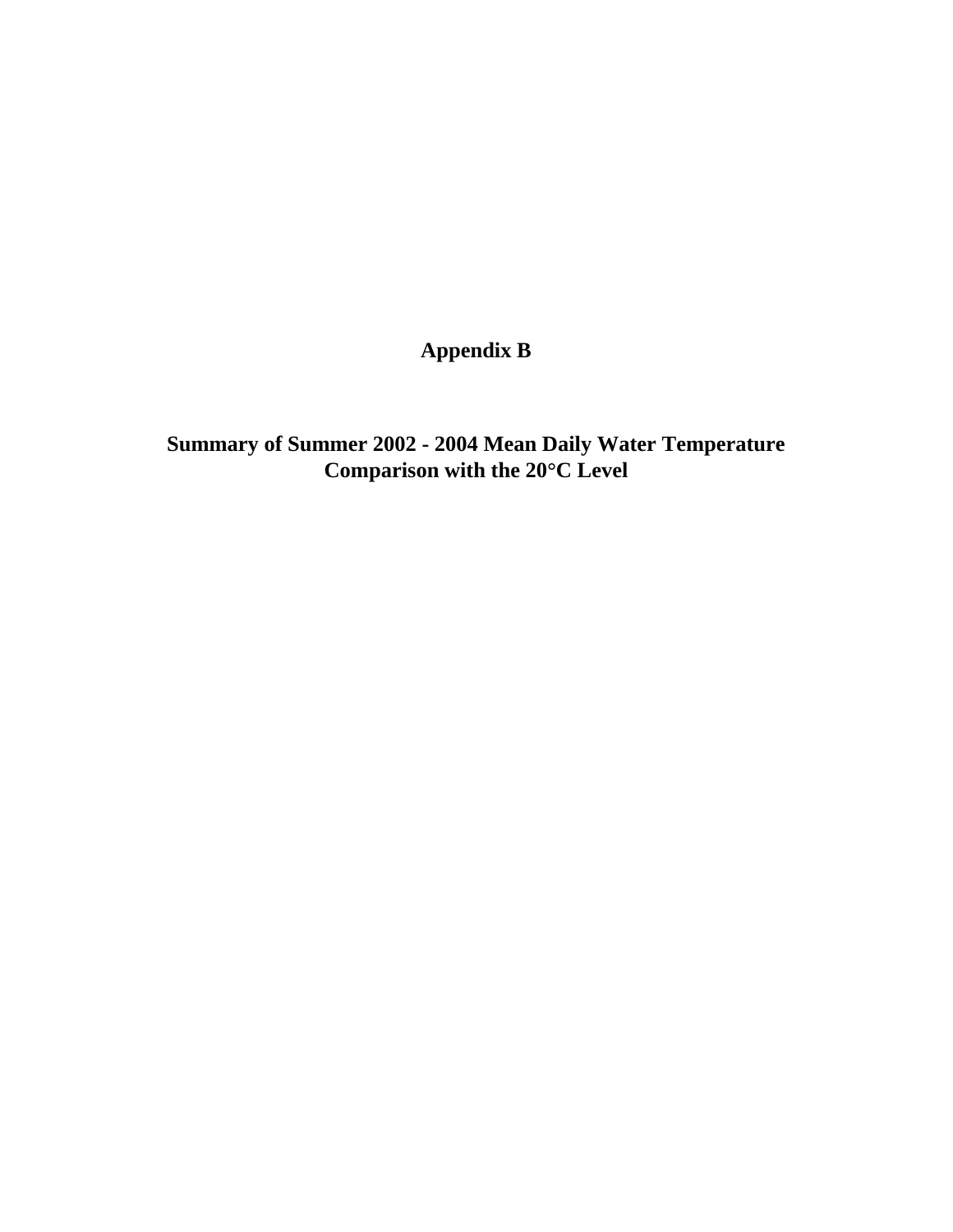# Appendix B

## Summary of Summer 2002 - 2004 Mean Daily Water Temperature Comparison with the 20°C Level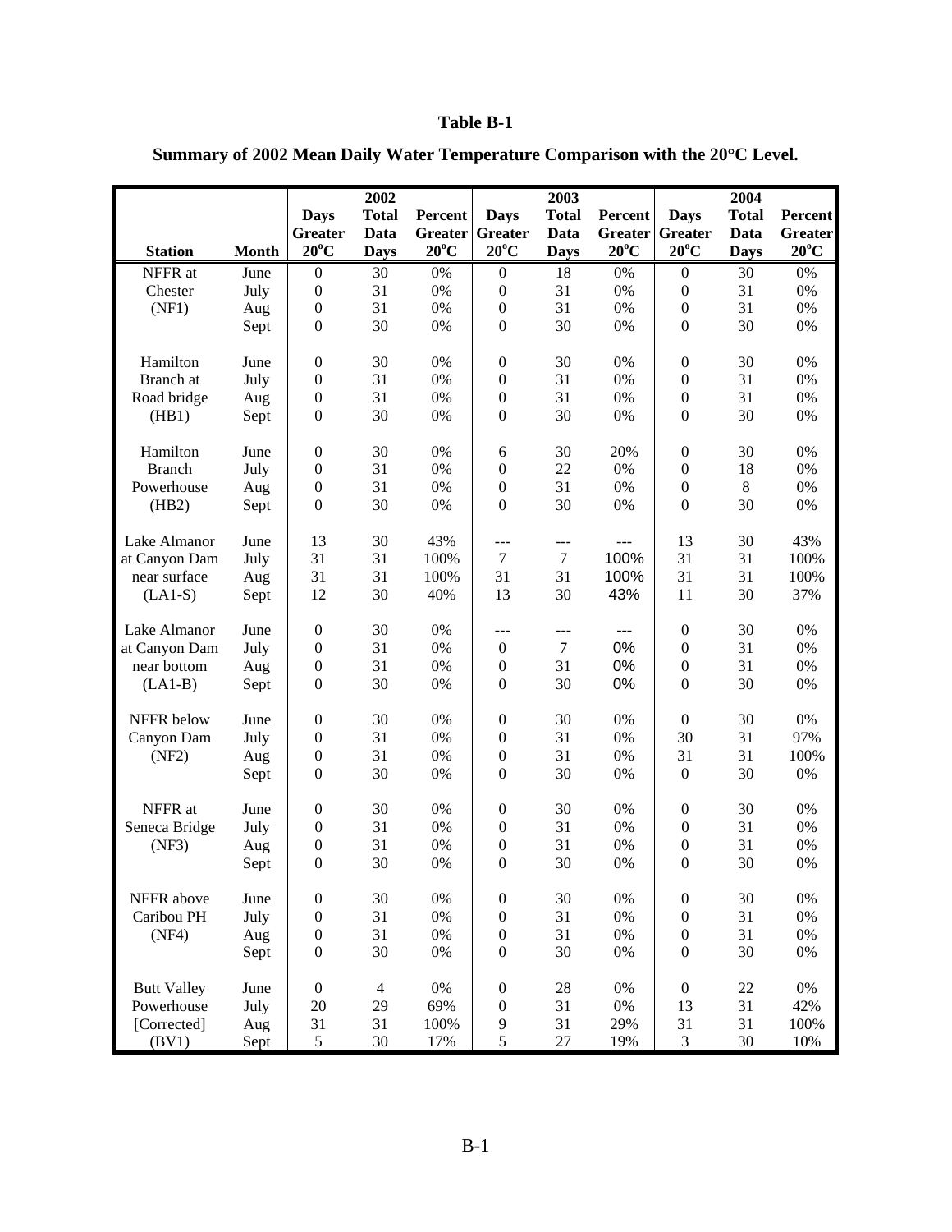**Table B-1**

**Summary of 2002 Mean Daily Water Temperature Comparison with the 20°C Level.**

| Station | Month | 2002 Days Greater 20°C | 2002 Total Data Days | 2002 Percent Greater 20°C | 2003 Days Greater 20°C | 2003 Total Data Days | 2003 Percent Greater 20°C | 2004 Days Greater 20°C | 2004 Total Data Days | 2004 Percent Greater 20°C |
|---|---|---|---|---|---|---|---|---|---|---|
| NFFR at Chester (NF1) | June | 0 | 30 | 0% | 0 | 18 | 0% | 0 | 30 | 0% |
| | July | 0 | 31 | 0% | 0 | 31 | 0% | 0 | 31 | 0% |
| | Aug | 0 | 31 | 0% | 0 | 31 | 0% | 0 | 31 | 0% |
| | Sept | 0 | 30 | 0% | 0 | 30 | 0% | 0 | 30 | 0% |
| Hamilton Branch at Road bridge (HB1) | June | 0 | 30 | 0% | 0 | 30 | 0% | 0 | 30 | 0% |
| | July | 0 | 31 | 0% | 0 | 31 | 0% | 0 | 31 | 0% |
| | Aug | 0 | 31 | 0% | 0 | 31 | 0% | 0 | 31 | 0% |
| | Sept | 0 | 30 | 0% | 0 | 30 | 0% | 0 | 30 | 0% |
| Hamilton Branch Powerhouse (HB2) | June | 0 | 30 | 0% | 6 | 30 | 20% | 0 | 30 | 0% |
| | July | 0 | 31 | 0% | 0 | 22 | 0% | 0 | 18 | 0% |
| | Aug | 0 | 31 | 0% | 0 | 31 | 0% | 0 | 8 | 0% |
| | Sept | 0 | 30 | 0% | 0 | 30 | 0% | 0 | 30 | 0% |
| Lake Almanor at Canyon Dam near surface (LA1-S) | June | 13 | 30 | 43% | --- | --- | --- | 13 | 30 | 43% |
| | July | 31 | 31 | 100% | 7 | 7 | 100% | 31 | 31 | 100% |
| | Aug | 31 | 31 | 100% | 31 | 31 | 100% | 31 | 31 | 100% |
| | Sept | 12 | 30 | 40% | 13 | 30 | 43% | 11 | 30 | 37% |
| Lake Almanor at Canyon Dam near bottom (LA1-B) | June | 0 | 30 | 0% | --- | --- | --- | 0 | 30 | 0% |
| | July | 0 | 31 | 0% | 0 | 7 | 0% | 0 | 31 | 0% |
| | Aug | 0 | 31 | 0% | 0 | 31 | 0% | 0 | 31 | 0% |
| | Sept | 0 | 30 | 0% | 0 | 30 | 0% | 0 | 30 | 0% |
| NFFR below Canyon Dam (NF2) | June | 0 | 30 | 0% | 0 | 30 | 0% | 0 | 30 | 0% |
| | July | 0 | 31 | 0% | 0 | 31 | 0% | 30 | 31 | 97% |
| | Aug | 0 | 31 | 0% | 0 | 31 | 0% | 31 | 31 | 100% |
| | Sept | 0 | 30 | 0% | 0 | 30 | 0% | 0 | 30 | 0% |
| NFFR at Seneca Bridge (NF3) | June | 0 | 30 | 0% | 0 | 30 | 0% | 0 | 30 | 0% |
| | July | 0 | 31 | 0% | 0 | 31 | 0% | 0 | 31 | 0% |
| | Aug | 0 | 31 | 0% | 0 | 31 | 0% | 0 | 31 | 0% |
| | Sept | 0 | 30 | 0% | 0 | 30 | 0% | 0 | 30 | 0% |
| NFFR above Caribou PH (NF4) | June | 0 | 30 | 0% | 0 | 30 | 0% | 0 | 30 | 0% |
| | July | 0 | 31 | 0% | 0 | 31 | 0% | 0 | 31 | 0% |
| | Aug | 0 | 31 | 0% | 0 | 31 | 0% | 0 | 31 | 0% |
| | Sept | 0 | 30 | 0% | 0 | 30 | 0% | 0 | 30 | 0% |
| Butt Valley Powerhouse [Corrected] (BV1) | June | 0 | 4 | 0% | 0 | 28 | 0% | 0 | 22 | 0% |
| | July | 20 | 29 | 69% | 0 | 31 | 0% | 13 | 31 | 42% |
| | Aug | 31 | 31 | 100% | 9 | 31 | 29% | 31 | 31 | 100% |
| | Sept | 5 | 30 | 17% | 5 | 27 | 19% | 3 | 30 | 10% |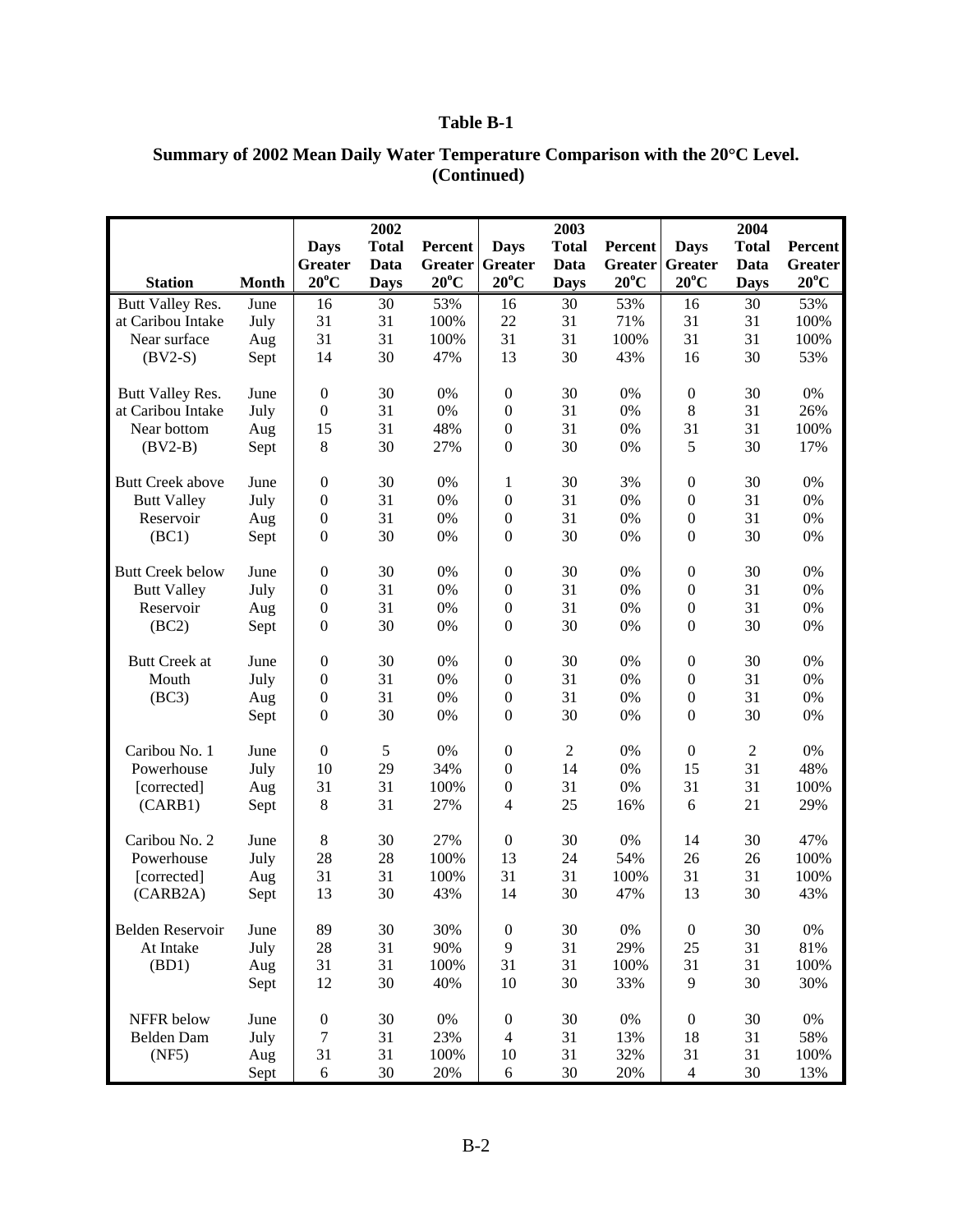**Table B-1**

**Summary of 2002 Mean Daily Water Temperature Comparison with the 20°C Level. (Continued)**

| Station | Month | 2002 Days Greater 20°C | 2002 Total Data Days | 2002 Percent Greater 20°C | 2003 Days Greater 20°C | 2003 Total Data Days | 2003 Percent Greater 20°C | 2004 Days Greater 20°C | 2004 Total Data Days | 2004 Percent Greater 20°C |
|---|---|---|---|---|---|---|---|---|---|---|
| Butt Valley Res. | June | 16 | 30 | 53% | 16 | 30 | 53% | 16 | 30 | 53% |
| at Caribou Intake | July | 31 | 31 | 100% | 22 | 31 | 71% | 31 | 31 | 100% |
| Near surface | Aug | 31 | 31 | 100% | 31 | 31 | 100% | 31 | 31 | 100% |
| (BV2-S) | Sept | 14 | 30 | 47% | 13 | 30 | 43% | 16 | 30 | 53% |
| Butt Valley Res. | June | 0 | 30 | 0% | 0 | 30 | 0% | 0 | 30 | 0% |
| at Caribou Intake | July | 0 | 31 | 0% | 0 | 31 | 0% | 8 | 31 | 26% |
| Near bottom | Aug | 15 | 31 | 48% | 0 | 31 | 0% | 31 | 31 | 100% |
| (BV2-B) | Sept | 8 | 30 | 27% | 0 | 30 | 0% | 5 | 30 | 17% |
| Butt Creek above | June | 0 | 30 | 0% | 1 | 30 | 3% | 0 | 30 | 0% |
| Butt Valley | July | 0 | 31 | 0% | 0 | 31 | 0% | 0 | 31 | 0% |
| Reservoir | Aug | 0 | 31 | 0% | 0 | 31 | 0% | 0 | 31 | 0% |
| (BC1) | Sept | 0 | 30 | 0% | 0 | 30 | 0% | 0 | 30 | 0% |
| Butt Creek below | June | 0 | 30 | 0% | 0 | 30 | 0% | 0 | 30 | 0% |
| Butt Valley | July | 0 | 31 | 0% | 0 | 31 | 0% | 0 | 31 | 0% |
| Reservoir | Aug | 0 | 31 | 0% | 0 | 31 | 0% | 0 | 31 | 0% |
| (BC2) | Sept | 0 | 30 | 0% | 0 | 30 | 0% | 0 | 30 | 0% |
| Butt Creek at | June | 0 | 30 | 0% | 0 | 30 | 0% | 0 | 30 | 0% |
| Mouth | July | 0 | 31 | 0% | 0 | 31 | 0% | 0 | 31 | 0% |
| (BC3) | Aug | 0 | 31 | 0% | 0 | 31 | 0% | 0 | 31 | 0% |
| | Sept | 0 | 30 | 0% | 0 | 30 | 0% | 0 | 30 | 0% |
| Caribou No. 1 | June | 0 | 5 | 0% | 0 | 2 | 0% | 0 | 2 | 0% |
| Powerhouse | July | 10 | 29 | 34% | 0 | 14 | 0% | 15 | 31 | 48% |
| [corrected] | Aug | 31 | 31 | 100% | 0 | 31 | 0% | 31 | 31 | 100% |
| (CARB1) | Sept | 8 | 31 | 27% | 4 | 25 | 16% | 6 | 21 | 29% |
| Caribou No. 2 | June | 8 | 30 | 27% | 0 | 30 | 0% | 14 | 30 | 47% |
| Powerhouse | July | 28 | 28 | 100% | 13 | 24 | 54% | 26 | 26 | 100% |
| [corrected] | Aug | 31 | 31 | 100% | 31 | 31 | 100% | 31 | 31 | 100% |
| (CARB2A) | Sept | 13 | 30 | 43% | 14 | 30 | 47% | 13 | 30 | 43% |
| Belden Reservoir | June | 89 | 30 | 30% | 0 | 30 | 0% | 0 | 30 | 0% |
| At Intake | July | 28 | 31 | 90% | 9 | 31 | 29% | 25 | 31 | 81% |
| (BD1) | Aug | 31 | 31 | 100% | 31 | 31 | 100% | 31 | 31 | 100% |
| | Sept | 12 | 30 | 40% | 10 | 30 | 33% | 9 | 30 | 30% |
| NFFR below | June | 0 | 30 | 0% | 0 | 30 | 0% | 0 | 30 | 0% |
| Belden Dam | July | 7 | 31 | 23% | 4 | 31 | 13% | 18 | 31 | 58% |
| (NF5) | Aug | 31 | 31 | 100% | 10 | 31 | 32% | 31 | 31 | 100% |
| | Sept | 6 | 30 | 20% | 6 | 30 | 20% | 4 | 30 | 13% |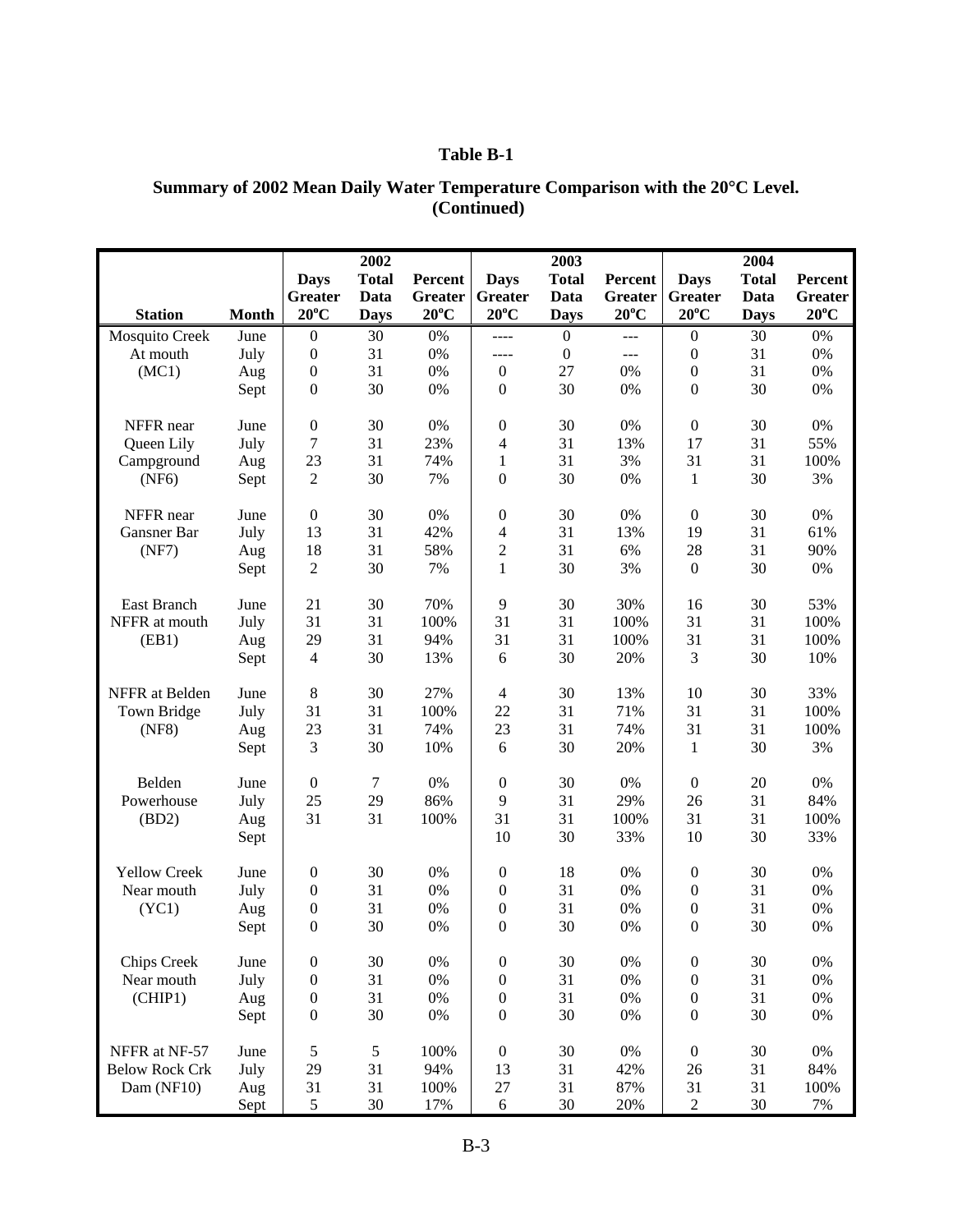**Table B-1**

**Summary of 2002 Mean Daily Water Temperature Comparison with the 20°C Level. (Continued)**

| | | 2002 | | | 2003 | | | 2004 | | |
|---|---|---|---|---|---|---|---|---|---|---|
| **Station** | **Month** | **Days Greater 20°C** | **Total Data Days** | **Percent Greater 20°C** | **Days Greater 20°C** | **Total Data Days** | **Percent Greater 20°C** | **Days Greater 20°C** | **Total Data Days** | **Percent Greater 20°C** |
| Mosquito Creek | June | 0 | 30 | 0% | ---- | 0 | --- | 0 | 30 | 0% |
| At mouth | July | 0 | 31 | 0% | ---- | 0 | --- | 0 | 31 | 0% |
| (MC1) | Aug | 0 | 31 | 0% | 0 | 27 | 0% | 0 | 31 | 0% |
| | Sept | 0 | 30 | 0% | 0 | 30 | 0% | 0 | 30 | 0% |
| NFFR near | June | 0 | 30 | 0% | 0 | 30 | 0% | 0 | 30 | 0% |
| Queen Lily | July | 7 | 31 | 23% | 4 | 31 | 13% | 17 | 31 | 55% |
| Campground | Aug | 23 | 31 | 74% | 1 | 31 | 3% | 31 | 31 | 100% |
| (NF6) | Sept | 2 | 30 | 7% | 0 | 30 | 0% | 1 | 30 | 3% |
| NFFR near | June | 0 | 30 | 0% | 0 | 30 | 0% | 0 | 30 | 0% |
| Gansner Bar | July | 13 | 31 | 42% | 4 | 31 | 13% | 19 | 31 | 61% |
| (NF7) | Aug | 18 | 31 | 58% | 2 | 31 | 6% | 28 | 31 | 90% |
| | Sept | 2 | 30 | 7% | 1 | 30 | 3% | 0 | 30 | 0% |
| East Branch | June | 21 | 30 | 70% | 9 | 30 | 30% | 16 | 30 | 53% |
| NFFR at mouth | July | 31 | 31 | 100% | 31 | 31 | 100% | 31 | 31 | 100% |
| (EB1) | Aug | 29 | 31 | 94% | 31 | 31 | 100% | 31 | 31 | 100% |
| | Sept | 4 | 30 | 13% | 6 | 30 | 20% | 3 | 30 | 10% |
| NFFR at Belden | June | 8 | 30 | 27% | 4 | 30 | 13% | 10 | 30 | 33% |
| Town Bridge | July | 31 | 31 | 100% | 22 | 31 | 71% | 31 | 31 | 100% |
| (NF8) | Aug | 23 | 31 | 74% | 23 | 31 | 74% | 31 | 31 | 100% |
| | Sept | 3 | 30 | 10% | 6 | 30 | 20% | 1 | 30 | 3% |
| Belden | June | 0 | 7 | 0% | 0 | 30 | 0% | 0 | 20 | 0% |
| Powerhouse | July | 25 | 29 | 86% | 9 | 31 | 29% | 26 | 31 | 84% |
| (BD2) | Aug | 31 | 31 | 100% | 31 | 31 | 100% | 31 | 31 | 100% |
| | Sept | | | | 10 | 30 | 33% | 10 | 30 | 33% |
| Yellow Creek | June | 0 | 30 | 0% | 0 | 18 | 0% | 0 | 30 | 0% |
| Near mouth | July | 0 | 31 | 0% | 0 | 31 | 0% | 0 | 31 | 0% |
| (YC1) | Aug | 0 | 31 | 0% | 0 | 31 | 0% | 0 | 31 | 0% |
| | Sept | 0 | 30 | 0% | 0 | 30 | 0% | 0 | 30 | 0% |
| Chips Creek | June | 0 | 30 | 0% | 0 | 30 | 0% | 0 | 30 | 0% |
| Near mouth | July | 0 | 31 | 0% | 0 | 31 | 0% | 0 | 31 | 0% |
| (CHIP1) | Aug | 0 | 31 | 0% | 0 | 31 | 0% | 0 | 31 | 0% |
| | Sept | 0 | 30 | 0% | 0 | 30 | 0% | 0 | 30 | 0% |
| NFFR at NF-57 | June | 5 | 5 | 100% | 0 | 30 | 0% | 0 | 30 | 0% |
| Below Rock Crk | July | 29 | 31 | 94% | 13 | 31 | 42% | 26 | 31 | 84% |
| Dam (NF10) | Aug | 31 | 31 | 100% | 27 | 31 | 87% | 31 | 31 | 100% |
| | Sept | 5 | 30 | 17% | 6 | 30 | 20% | 2 | 30 | 7% |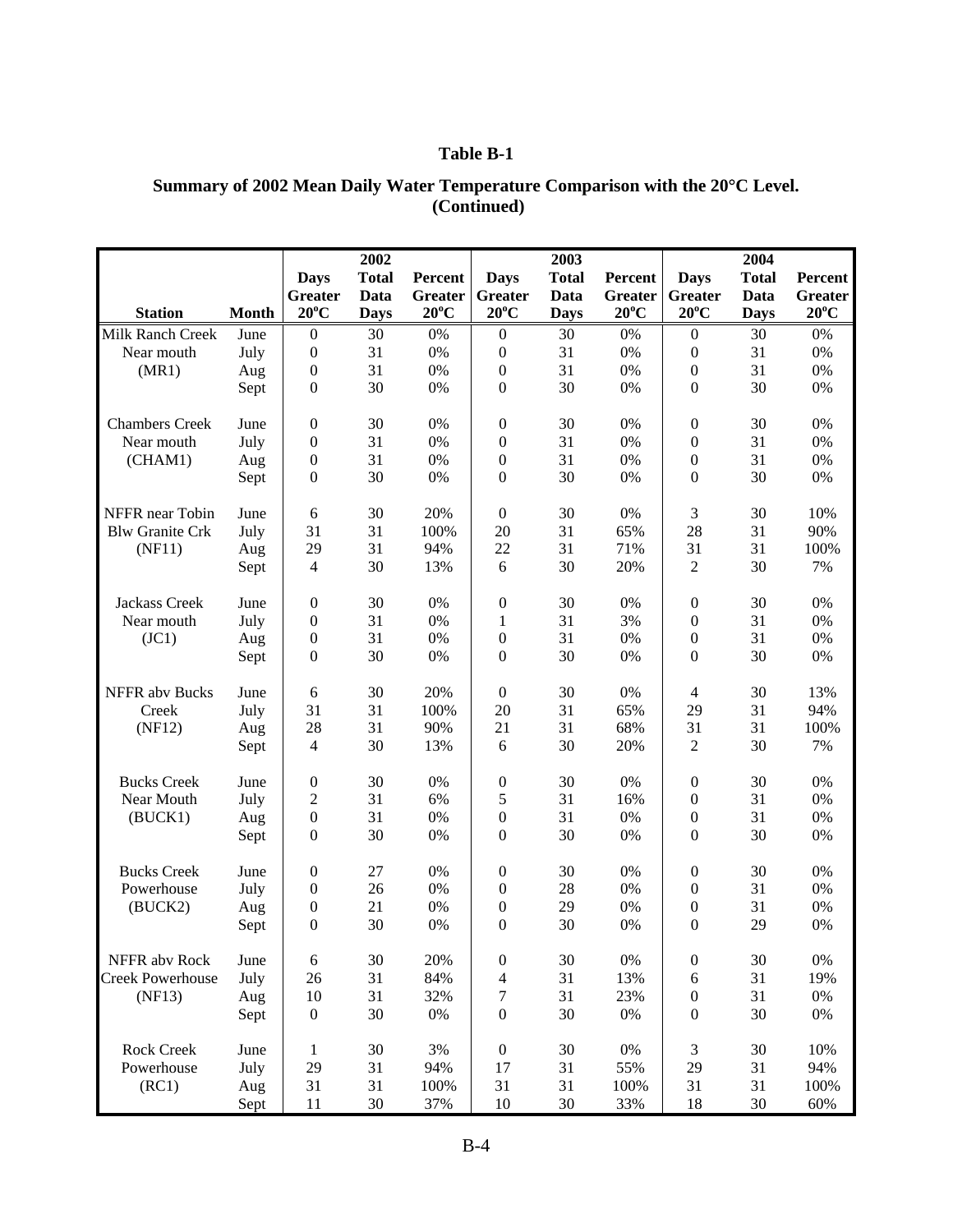**Table B-1**

**Summary of 2002 Mean Daily Water Temperature Comparison with the 20°C Level. (Continued)**

| | | 2002 | | | 2003 | | | 2004 | | |
|---|---|---|---|---|---|---|---|---|---|---|
| Station | Month | Days Greater 20°C | Total Data Days | Percent Greater 20°C | Days Greater 20°C | Total Data Days | Percent Greater 20°C | Days Greater 20°C | Total Data Days | Percent Greater 20°C |
| Milk Ranch Creek | June | 0 | 30 | 0% | 0 | 30 | 0% | 0 | 30 | 0% |
| Near mouth | July | 0 | 31 | 0% | 0 | 31 | 0% | 0 | 31 | 0% |
| (MR1) | Aug | 0 | 31 | 0% | 0 | 31 | 0% | 0 | 31 | 0% |
| | Sept | 0 | 30 | 0% | 0 | 30 | 0% | 0 | 30 | 0% |
| Chambers Creek | June | 0 | 30 | 0% | 0 | 30 | 0% | 0 | 30 | 0% |
| Near mouth | July | 0 | 31 | 0% | 0 | 31 | 0% | 0 | 31 | 0% |
| (CHAM1) | Aug | 0 | 31 | 0% | 0 | 31 | 0% | 0 | 31 | 0% |
| | Sept | 0 | 30 | 0% | 0 | 30 | 0% | 0 | 30 | 0% |
| NFFR near Tobin | June | 6 | 30 | 20% | 0 | 30 | 0% | 3 | 30 | 10% |
| Blw Granite Crk | July | 31 | 31 | 100% | 20 | 31 | 65% | 28 | 31 | 90% |
| (NF11) | Aug | 29 | 31 | 94% | 22 | 31 | 71% | 31 | 31 | 100% |
| | Sept | 4 | 30 | 13% | 6 | 30 | 20% | 2 | 30 | 7% |
| Jackass Creek | June | 0 | 30 | 0% | 0 | 30 | 0% | 0 | 30 | 0% |
| Near mouth | July | 0 | 31 | 0% | 1 | 31 | 3% | 0 | 31 | 0% |
| (JC1) | Aug | 0 | 31 | 0% | 0 | 31 | 0% | 0 | 31 | 0% |
| | Sept | 0 | 30 | 0% | 0 | 30 | 0% | 0 | 30 | 0% |
| NFFR abv Bucks | June | 6 | 30 | 20% | 0 | 30 | 0% | 4 | 30 | 13% |
| Creek | July | 31 | 31 | 100% | 20 | 31 | 65% | 29 | 31 | 94% |
| (NF12) | Aug | 28 | 31 | 90% | 21 | 31 | 68% | 31 | 31 | 100% |
| | Sept | 4 | 30 | 13% | 6 | 30 | 20% | 2 | 30 | 7% |
| Bucks Creek | June | 0 | 30 | 0% | 0 | 30 | 0% | 0 | 30 | 0% |
| Near Mouth | July | 2 | 31 | 6% | 5 | 31 | 16% | 0 | 31 | 0% |
| (BUCK1) | Aug | 0 | 31 | 0% | 0 | 31 | 0% | 0 | 31 | 0% |
| | Sept | 0 | 30 | 0% | 0 | 30 | 0% | 0 | 30 | 0% |
| Bucks Creek | June | 0 | 27 | 0% | 0 | 30 | 0% | 0 | 30 | 0% |
| Powerhouse | July | 0 | 26 | 0% | 0 | 28 | 0% | 0 | 31 | 0% |
| (BUCK2) | Aug | 0 | 21 | 0% | 0 | 29 | 0% | 0 | 31 | 0% |
| | Sept | 0 | 30 | 0% | 0 | 30 | 0% | 0 | 29 | 0% |
| NFFR abv Rock | June | 6 | 30 | 20% | 0 | 30 | 0% | 0 | 30 | 0% |
| Creek Powerhouse | July | 26 | 31 | 84% | 4 | 31 | 13% | 6 | 31 | 19% |
| (NF13) | Aug | 10 | 31 | 32% | 7 | 31 | 23% | 0 | 31 | 0% |
| | Sept | 0 | 30 | 0% | 0 | 30 | 0% | 0 | 30 | 0% |
| Rock Creek | June | 1 | 30 | 3% | 0 | 30 | 0% | 3 | 30 | 10% |
| Powerhouse | July | 29 | 31 | 94% | 17 | 31 | 55% | 29 | 31 | 94% |
| (RC1) | Aug | 31 | 31 | 100% | 31 | 31 | 100% | 31 | 31 | 100% |
| | Sept | 11 | 30 | 37% | 10 | 30 | 33% | 18 | 30 | 60% |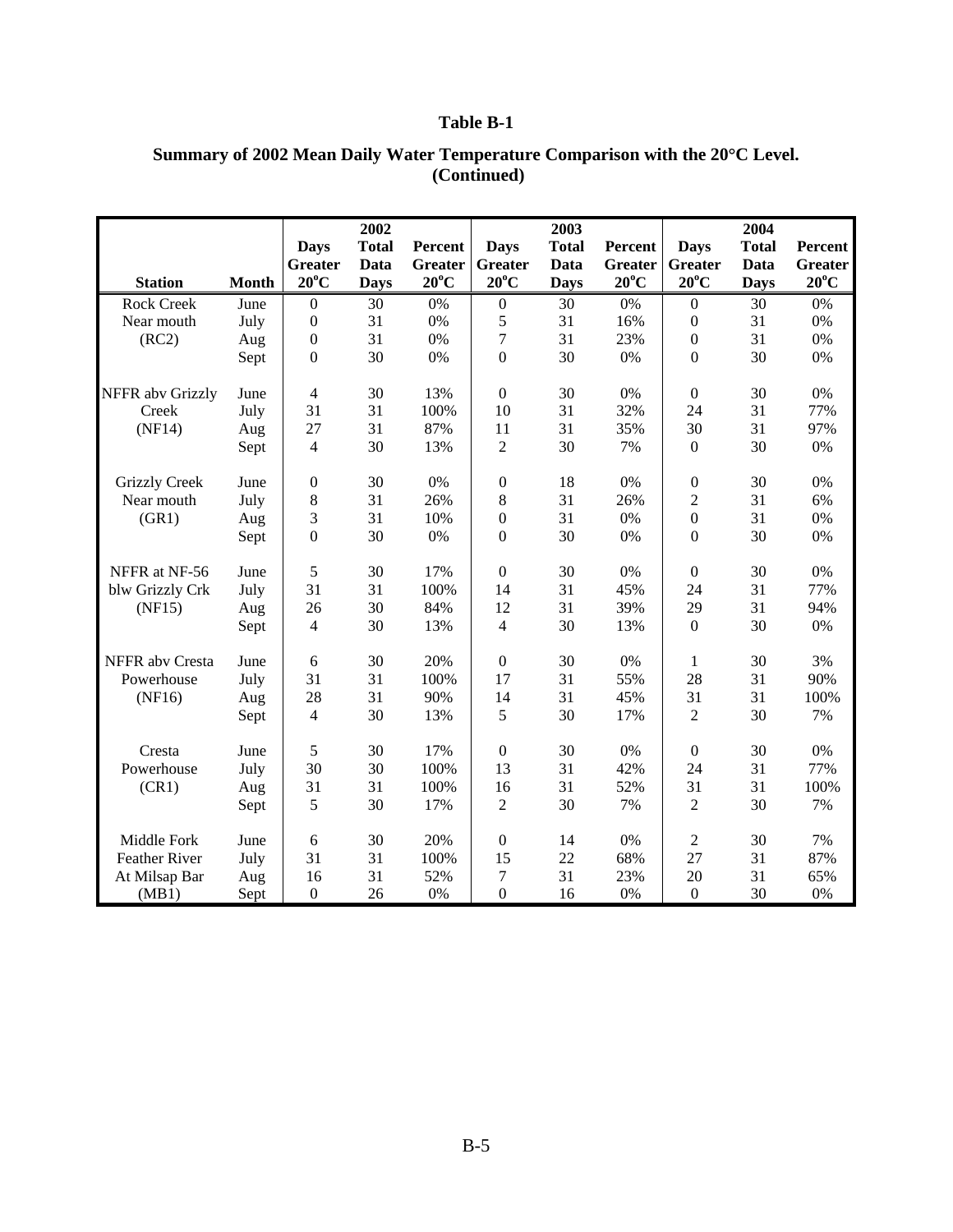**Table B-1**

**Summary of 2002 Mean Daily Water Temperature Comparison with the 20°C Level. (Continued)**

| | | 2002 | | | 2003 | | | 2004 | | |
|---|---|---|---|---|---|---|---|---|---|---|
| **Station** | **Month** | **Days Greater 20°C** | **Total Data Days** | **Percent Greater 20°C** | **Days Greater 20°C** | **Total Data Days** | **Percent Greater 20°C** | **Days Greater 20°C** | **Total Data Days** | **Percent Greater 20°C** |
| Rock Creek | June | 0 | 30 | 0% | 0 | 30 | 0% | 0 | 30 | 0% |
| Near mouth | July | 0 | 31 | 0% | 5 | 31 | 16% | 0 | 31 | 0% |
| (RC2) | Aug | 0 | 31 | 0% | 7 | 31 | 23% | 0 | 31 | 0% |
| | Sept | 0 | 30 | 0% | 0 | 30 | 0% | 0 | 30 | 0% |
| NFFR abv Grizzly | June | 4 | 30 | 13% | 0 | 30 | 0% | 0 | 30 | 0% |
| Creek | July | 31 | 31 | 100% | 10 | 31 | 32% | 24 | 31 | 77% |
| (NF14) | Aug | 27 | 31 | 87% | 11 | 31 | 35% | 30 | 31 | 97% |
| | Sept | 4 | 30 | 13% | 2 | 30 | 7% | 0 | 30 | 0% |
| Grizzly Creek | June | 0 | 30 | 0% | 0 | 18 | 0% | 0 | 30 | 0% |
| Near mouth | July | 8 | 31 | 26% | 8 | 31 | 26% | 2 | 31 | 6% |
| (GR1) | Aug | 3 | 31 | 10% | 0 | 31 | 0% | 0 | 31 | 0% |
| | Sept | 0 | 30 | 0% | 0 | 30 | 0% | 0 | 30 | 0% |
| NFFR at NF-56 | June | 5 | 30 | 17% | 0 | 30 | 0% | 0 | 30 | 0% |
| blw Grizzly Crk | July | 31 | 31 | 100% | 14 | 31 | 45% | 24 | 31 | 77% |
| (NF15) | Aug | 26 | 30 | 84% | 12 | 31 | 39% | 29 | 31 | 94% |
| | Sept | 4 | 30 | 13% | 4 | 30 | 13% | 0 | 30 | 0% |
| NFFR abv Cresta | June | 6 | 30 | 20% | 0 | 30 | 0% | 1 | 30 | 3% |
| Powerhouse | July | 31 | 31 | 100% | 17 | 31 | 55% | 28 | 31 | 90% |
| (NF16) | Aug | 28 | 31 | 90% | 14 | 31 | 45% | 31 | 31 | 100% |
| | Sept | 4 | 30 | 13% | 5 | 30 | 17% | 2 | 30 | 7% |
| Cresta | June | 5 | 30 | 17% | 0 | 30 | 0% | 0 | 30 | 0% |
| Powerhouse | July | 30 | 30 | 100% | 13 | 31 | 42% | 24 | 31 | 77% |
| (CR1) | Aug | 31 | 31 | 100% | 16 | 31 | 52% | 31 | 31 | 100% |
| | Sept | 5 | 30 | 17% | 2 | 30 | 7% | 2 | 30 | 7% |
| Middle Fork | June | 6 | 30 | 20% | 0 | 14 | 0% | 2 | 30 | 7% |
| Feather River | July | 31 | 31 | 100% | 15 | 22 | 68% | 27 | 31 | 87% |
| At Milsap Bar | Aug | 16 | 31 | 52% | 7 | 31 | 23% | 20 | 31 | 65% |
| (MB1) | Sept | 0 | 26 | 0% | 0 | 16 | 0% | 0 | 30 | 0% |